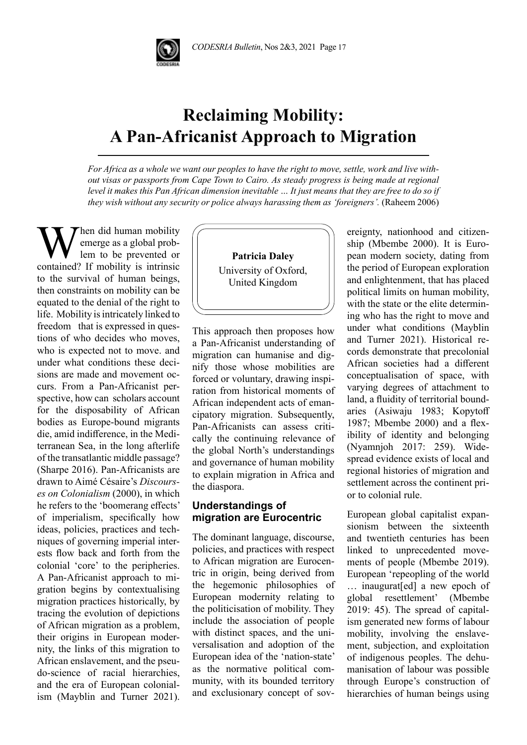# Reclaiming Mobility: A Pan-Africanist Approach to Migration

*For Africa as a whole we want our peoples to have the right to move, settle, work and live without visas or passports from Cape Town to Cairo. As steady progress is being made at regional level it makes this Pan African dimension inevitable … It just means that they are free to do so if they wish without any security or police always harassing them as 'foreigners'.* (Raheem 2006)

**Patricia Daley**
University of Oxford,
United Kingdom

When did human mobility emerge as a global problem to be prevented or contained? If mobility is intrinsic to the survival of human beings, then constraints on mobility can be equated to the denial of the right to life. Mobility is intricately linked to freedom that is expressed in questions of who decides who moves, who is expected not to move. and under what conditions these decisions are made and movement occurs. From a Pan-Africanist perspective, how can scholars account for the disposability of African bodies as Europe-bound migrants die, amid indifference, in the Mediterranean Sea, in the long afterlife of the transatlantic middle passage? (Sharpe 2016). Pan-Africanists are drawn to Aimé Césaire's *Discourses on Colonialism* (2000), in which he refers to the 'boomerang effects' of imperialism, specifically how ideas, policies, practices and techniques of governing imperial interests flow back and forth from the colonial 'core' to the peripheries. A Pan-Africanist approach to migration begins by contextualising migration practices historically, by tracing the evolution of depictions of African migration as a problem, their origins in European modernity, the links of this migration to African enslavement, and the pseudo-science of racial hierarchies, and the era of European colonialism (Mayblin and Turner 2021). This approach then proposes how a Pan-Africanist understanding of migration can humanise and dignify those whose mobilities are forced or voluntary, drawing inspiration from historical moments of African independent acts of emancipatory migration. Subsequently, Pan-Africanists can assess critically the continuing relevance of the global North's understandings and governance of human mobility to explain migration in Africa and the diaspora.

## Understandings of migration are Eurocentric

The dominant language, discourse, policies, and practices with respect to African migration are Eurocentric in origin, being derived from the hegemonic philosophies of European modernity relating to the politicisation of mobility. They include the association of people with distinct spaces, and the universalisation and adoption of the European idea of the 'nation-state' as the normative political community, with its bounded territory and exclusionary concept of sovereignty, nationhood and citizenship (Mbembe 2000). It is European modern society, dating from the period of European exploration and enlightenment, that has placed political limits on human mobility, with the state or the elite determining who has the right to move and under what conditions (Mayblin and Turner 2021). Historical records demonstrate that precolonial African societies had a different conceptualisation of space, with varying degrees of attachment to land, a fluidity of territorial boundaries (Asiwaju 1983; Kopytoff 1987; Mbembe 2000) and a flexibility of identity and belonging (Nyamnjoh 2017: 259). Widespread evidence exists of local and regional histories of migration and settlement across the continent prior to colonial rule.

European global capitalist expansionism between the sixteenth and twentieth centuries has been linked to unprecedented movements of people (Mbembe 2019). European 'repeopling of the world … inaugurat[ed] a new epoch of global resettlement' (Mbembe 2019: 45). The spread of capitalism generated new forms of labour mobility, involving the enslavement, subjection, and exploitation of indigenous peoples. The dehumanisation of labour was possible through Europe's construction of hierarchies of human beings using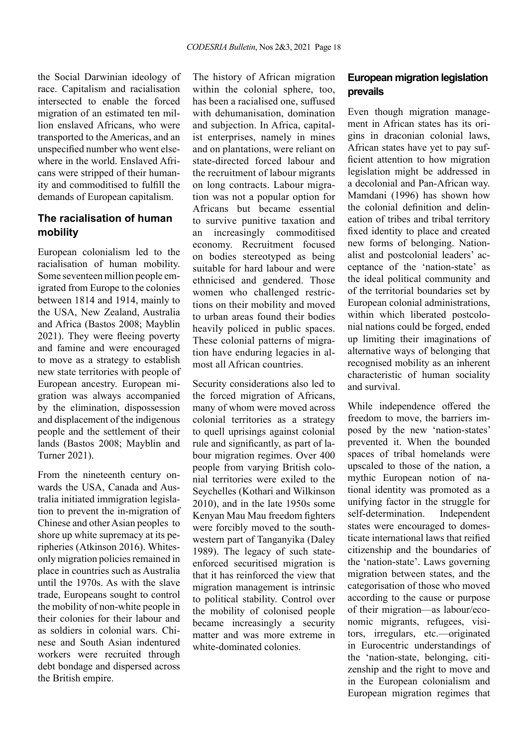the Social Darwinian ideology of race. Capitalism and racialisation intersected to enable the forced migration of an estimated ten million enslaved Africans, who were transported to the Americas, and an unspecified number who went elsewhere in the world. Enslaved Africans were stripped of their humanity and commoditised to fulfill the demands of European capitalism.

## The racialisation of human mobility

European colonialism led to the racialisation of human mobility. Some seventeen million people emigrated from Europe to the colonies between 1814 and 1914, mainly to the USA, New Zealand, Australia and Africa (Bastos 2008; Mayblin 2021). They were fleeing poverty and famine and were encouraged to move as a strategy to establish new state territories with people of European ancestry. European migration was always accompanied by the elimination, dispossession and displacement of the indigenous people and the settlement of their lands (Bastos 2008; Mayblin and Turner 2021).

From the nineteenth century onwards the USA, Canada and Australia initiated immigration legislation to prevent the in-migration of Chinese and other Asian peoples to shore up white supremacy at its peripheries (Atkinson 2016). Whites-only migration policies remained in place in countries such as Australia until the 1970s. As with the slave trade, Europeans sought to control the mobility of non-white people in their colonies for their labour and as soldiers in colonial wars. Chinese and South Asian indentured workers were recruited through debt bondage and dispersed across the British empire.

The history of African migration within the colonial sphere, too, has been a racialised one, suffused with dehumanisation, domination and subjection. In Africa, capitalist enterprises, namely in mines and on plantations, were reliant on state-directed forced labour and the recruitment of labour migrants on long contracts. Labour migration was not a popular option for Africans but became essential to survive punitive taxation and an increasingly commoditised economy. Recruitment focused on bodies stereotyped as being suitable for hard labour and were ethnicised and gendered. Those women who challenged restrictions on their mobility and moved to urban areas found their bodies heavily policed in public spaces. These colonial patterns of migration have enduring legacies in almost all African countries.

Security considerations also led to the forced migration of Africans, many of whom were moved across colonial territories as a strategy to quell uprisings against colonial rule and significantly, as part of labour migration regimes. Over 400 people from varying British colonial territories were exiled to the Seychelles (Kothari and Wilkinson 2010), and in the late 1950s some Kenyan Mau Mau freedom fighters were forcibly moved to the southwestern part of Tanganyika (Daley 1989). The legacy of such state-enforced securitised migration is that it has reinforced the view that migration management is intrinsic to political stability. Control over the mobility of colonised people became increasingly a security matter and was more extreme in white-dominated colonies.

## European migration legislation prevails

Even though migration management in African states has its origins in draconian colonial laws, African states have yet to pay sufficient attention to how migration legislation might be addressed in a decolonial and Pan-African way. Mamdani (1996) has shown how the colonial definition and delineation of tribes and tribal territory fixed identity to place and created new forms of belonging. Nationalist and postcolonial leaders' acceptance of the 'nation-state' as the ideal political community and of the territorial boundaries set by European colonial administrations, within which liberated postcolonial nations could be forged, ended up limiting their imaginations of alternative ways of belonging that recognised mobility as an inherent characteristic of human sociality and survival.

While independence offered the freedom to move, the barriers imposed by the new 'nation-states' prevented it. When the bounded spaces of tribal homelands were upscaled to those of the nation, a mythic European notion of national identity was promoted as a unifying factor in the struggle for self-determination. Independent states were encouraged to domesticate international laws that reified citizenship and the boundaries of the 'nation-state'. Laws governing migration between states, and the categorisation of those who moved according to the cause or purpose of their migration—as labour/economic migrants, refugees, visitors, irregulars, etc.—originated in Eurocentric understandings of the 'nation-state, belonging, citizenship and the right to move and in the European colonialism and European migration regimes that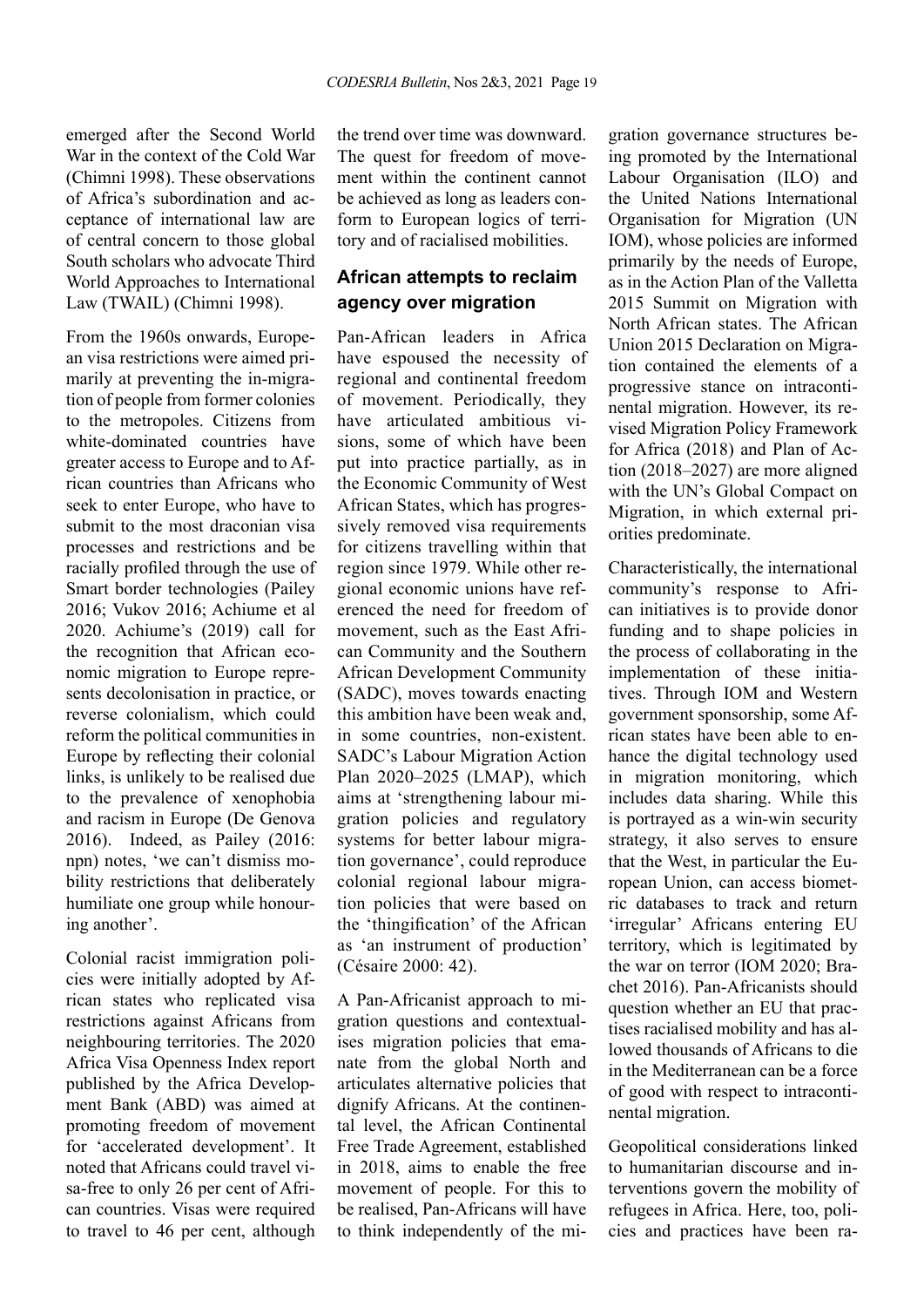emerged after the Second World War in the context of the Cold War (Chimni 1998). These observations of Africa's subordination and acceptance of international law are of central concern to those global South scholars who advocate Third World Approaches to International Law (TWAIL) (Chimni 1998).

From the 1960s onwards, European visa restrictions were aimed primarily at preventing the in-migration of people from former colonies to the metropoles. Citizens from white-dominated countries have greater access to Europe and to African countries than Africans who seek to enter Europe, who have to submit to the most draconian visa processes and restrictions and be racially profiled through the use of Smart border technologies (Pailey 2016; Vukov 2016; Achiume et al 2020. Achiume's (2019) call for the recognition that African economic migration to Europe represents decolonisation in practice, or reverse colonialism, which could reform the political communities in Europe by reflecting their colonial links, is unlikely to be realised due to the prevalence of xenophobia and racism in Europe (De Genova 2016). Indeed, as Pailey (2016: npn) notes, 'we can't dismiss mobility restrictions that deliberately humiliate one group while honouring another'.

Colonial racist immigration policies were initially adopted by African states who replicated visa restrictions against Africans from neighbouring territories. The 2020 Africa Visa Openness Index report published by the Africa Development Bank (ABD) was aimed at promoting freedom of movement for 'accelerated development'. It noted that Africans could travel visa-free to only 26 per cent of African countries. Visas were required to travel to 46 per cent, although the trend over time was downward. The quest for freedom of movement within the continent cannot be achieved as long as leaders conform to European logics of territory and of racialised mobilities.

## African attempts to reclaim agency over migration

Pan-African leaders in Africa have espoused the necessity of regional and continental freedom of movement. Periodically, they have articulated ambitious visions, some of which have been put into practice partially, as in the Economic Community of West African States, which has progressively removed visa requirements for citizens travelling within that region since 1979. While other regional economic unions have referenced the need for freedom of movement, such as the East African Community and the Southern African Development Community (SADC), moves towards enacting this ambition have been weak and, in some countries, non-existent. SADC's Labour Migration Action Plan 2020–2025 (LMAP), which aims at 'strengthening labour migration policies and regulatory systems for better labour migration governance', could reproduce colonial regional labour migration policies that were based on the 'thingification' of the African as 'an instrument of production' (Césaire 2000: 42).

A Pan-Africanist approach to migration questions and contextualises migration policies that emanate from the global North and articulates alternative policies that dignify Africans. At the continental level, the African Continental Free Trade Agreement, established in 2018, aims to enable the free movement of people. For this to be realised, Pan-Africans will have to think independently of the migration governance structures being promoted by the International Labour Organisation (ILO) and the United Nations International Organisation for Migration (UN IOM), whose policies are informed primarily by the needs of Europe, as in the Action Plan of the Valletta 2015 Summit on Migration with North African states. The African Union 2015 Declaration on Migration contained the elements of a progressive stance on intracontinental migration. However, its revised Migration Policy Framework for Africa (2018) and Plan of Action (2018–2027) are more aligned with the UN's Global Compact on Migration, in which external priorities predominate.

Characteristically, the international community's response to African initiatives is to provide donor funding and to shape policies in the process of collaborating in the implementation of these initiatives. Through IOM and Western government sponsorship, some African states have been able to enhance the digital technology used in migration monitoring, which includes data sharing. While this is portrayed as a win-win security strategy, it also serves to ensure that the West, in particular the European Union, can access biometric databases to track and return 'irregular' Africans entering EU territory, which is legitimated by the war on terror (IOM 2020; Brachet 2016). Pan-Africanists should question whether an EU that practises racialised mobility and has allowed thousands of Africans to die in the Mediterranean can be a force of good with respect to intracontinental migration.

Geopolitical considerations linked to humanitarian discourse and interventions govern the mobility of refugees in Africa. Here, too, policies and practices have been ra-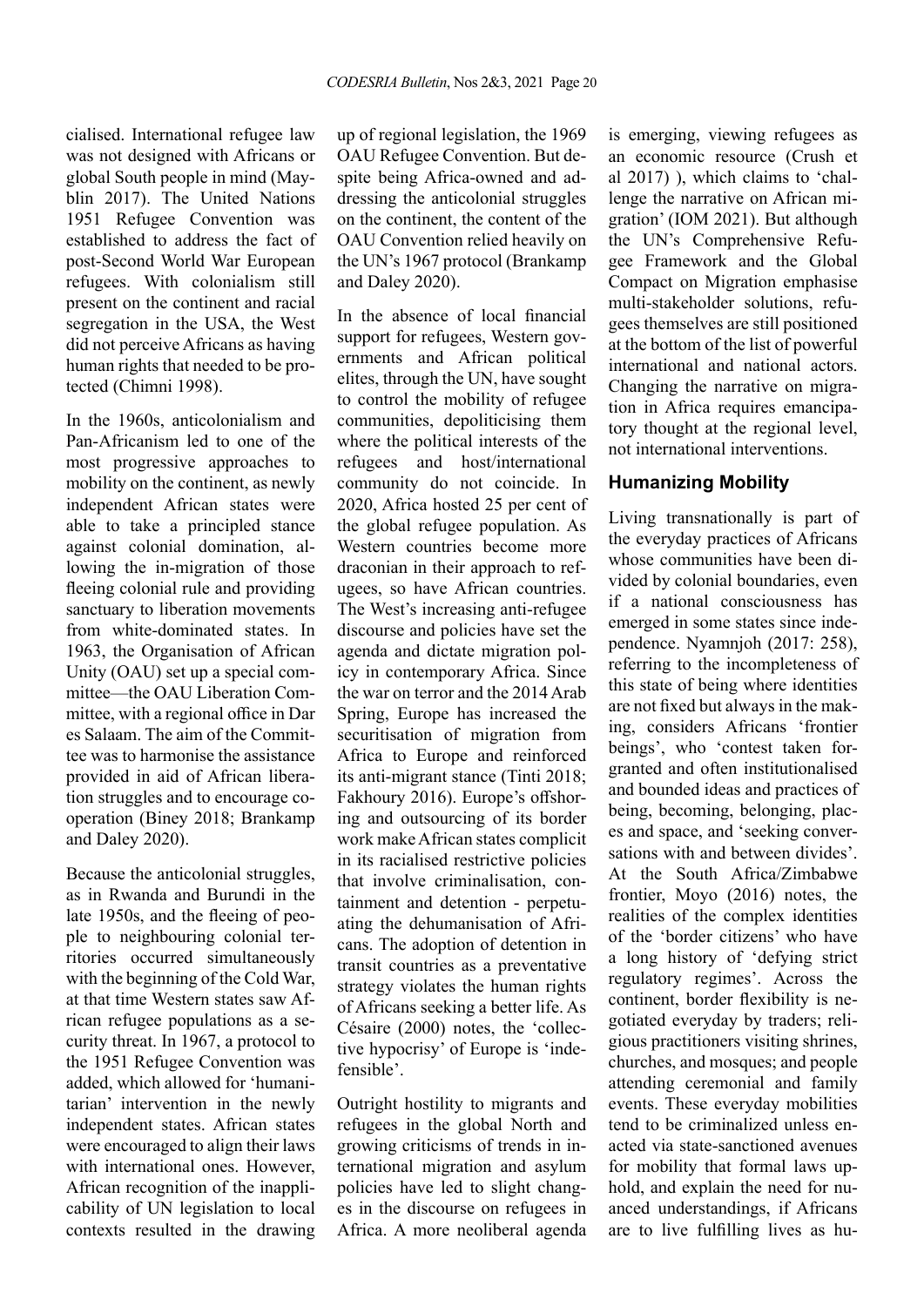cialised. International refugee law was not designed with Africans or global South people in mind (Mayblin 2017). The United Nations 1951 Refugee Convention was established to address the fact of post-Second World War European refugees. With colonialism still present on the continent and racial segregation in the USA, the West did not perceive Africans as having human rights that needed to be protected (Chimni 1998).

In the 1960s, anticolonialism and Pan-Africanism led to one of the most progressive approaches to mobility on the continent, as newly independent African states were able to take a principled stance against colonial domination, allowing the in-migration of those fleeing colonial rule and providing sanctuary to liberation movements from white-dominated states. In 1963, the Organisation of African Unity (OAU) set up a special committee—the OAU Liberation Committee, with a regional office in Dar es Salaam. The aim of the Committee was to harmonise the assistance provided in aid of African liberation struggles and to encourage cooperation (Biney 2018; Brankamp and Daley 2020).

Because the anticolonial struggles, as in Rwanda and Burundi in the late 1950s, and the fleeing of people to neighbouring colonial territories occurred simultaneously with the beginning of the Cold War, at that time Western states saw African refugee populations as a security threat. In 1967, a protocol to the 1951 Refugee Convention was added, which allowed for 'humanitarian' intervention in the newly independent states. African states were encouraged to align their laws with international ones. However, African recognition of the inapplicability of UN legislation to local contexts resulted in the drawing up of regional legislation, the 1969 OAU Refugee Convention. But despite being Africa-owned and addressing the anticolonial struggles on the continent, the content of the OAU Convention relied heavily on the UN's 1967 protocol (Brankamp and Daley 2020).

In the absence of local financial support for refugees, Western governments and African political elites, through the UN, have sought to control the mobility of refugee communities, depoliticising them where the political interests of the refugees and host/international community do not coincide. In 2020, Africa hosted 25 per cent of the global refugee population. As Western countries become more draconian in their approach to refugees, so have African countries. The West's increasing anti-refugee discourse and policies have set the agenda and dictate migration policy in contemporary Africa. Since the war on terror and the 2014 Arab Spring, Europe has increased the securitisation of migration from Africa to Europe and reinforced its anti-migrant stance (Tinti 2018; Fakhoury 2016). Europe's offshoring and outsourcing of its border work make African states complicit in its racialised restrictive policies that involve criminalisation, containment and detention - perpetuating the dehumanisation of Africans. The adoption of detention in transit countries as a preventative strategy violates the human rights of Africans seeking a better life. As Césaire (2000) notes, the 'collective hypocrisy' of Europe is 'indefensible'.

Outright hostility to migrants and refugees in the global North and growing criticisms of trends in international migration and asylum policies have led to slight changes in the discourse on refugees in Africa. A more neoliberal agenda is emerging, viewing refugees as an economic resource (Crush et al 2017) ), which claims to 'challenge the narrative on African migration' (IOM 2021). But although the UN's Comprehensive Refugee Framework and the Global Compact on Migration emphasise multi-stakeholder solutions, refugees themselves are still positioned at the bottom of the list of powerful international and national actors. Changing the narrative on migration in Africa requires emancipatory thought at the regional level, not international interventions.

## Humanizing Mobility

Living transnationally is part of the everyday practices of Africans whose communities have been divided by colonial boundaries, even if a national consciousness has emerged in some states since independence. Nyamnjoh (2017: 258), referring to the incompleteness of this state of being where identities are not fixed but always in the making, considers Africans 'frontier beings', who 'contest taken forgranted and often institutionalised and bounded ideas and practices of being, becoming, belonging, places and space, and 'seeking conversations with and between divides'. At the South Africa/Zimbabwe frontier, Moyo (2016) notes, the realities of the complex identities of the 'border citizens' who have a long history of 'defying strict regulatory regimes'. Across the continent, border flexibility is negotiated everyday by traders; religious practitioners visiting shrines, churches, and mosques; and people attending ceremonial and family events. These everyday mobilities tend to be criminalized unless enacted via state-sanctioned avenues for mobility that formal laws uphold, and explain the need for nuanced understandings, if Africans are to live fulfilling lives as hu-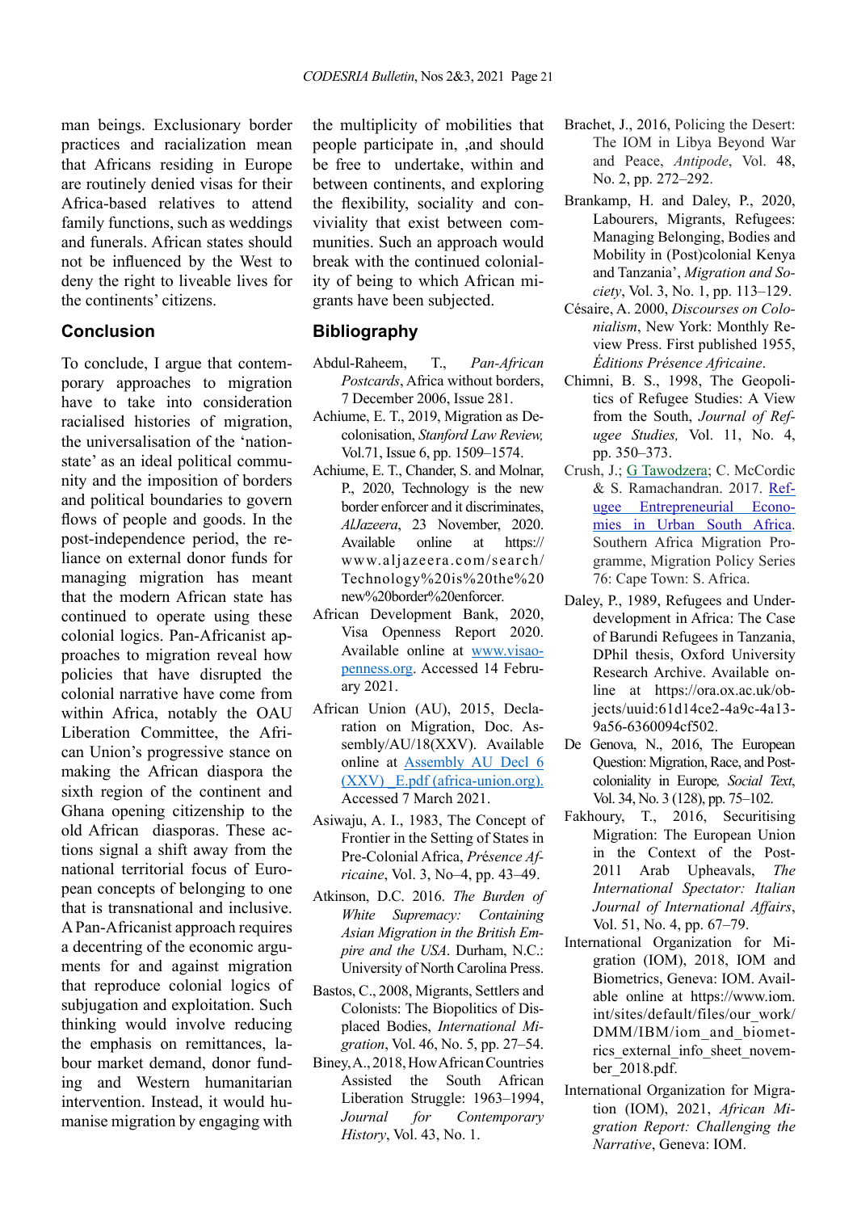man beings. Exclusionary border practices and racialization mean that Africans residing in Europe are routinely denied visas for their Africa-based relatives to attend family functions, such as weddings and funerals. African states should not be influenced by the West to deny the right to liveable lives for the continents' citizens.

## Conclusion

To conclude, I argue that contemporary approaches to migration have to take into consideration racialised histories of migration, the universalisation of the 'nation-state' as an ideal political community and the imposition of borders and political boundaries to govern flows of people and goods. In the post-independence period, the reliance on external donor funds for managing migration has meant that the modern African state has continued to operate using these colonial logics. Pan-Africanist approaches to migration reveal how policies that have disrupted the colonial narrative have come from within Africa, notably the OAU Liberation Committee, the African Union's progressive stance on making the African diaspora the sixth region of the continent and Ghana opening citizenship to the old African diasporas. These actions signal a shift away from the national territorial focus of European concepts of belonging to one that is transnational and inclusive. A Pan-Africanist approach requires a decentring of the economic arguments for and against migration that reproduce colonial logics of subjugation and exploitation. Such thinking would involve reducing the emphasis on remittances, labour market demand, donor funding and Western humanitarian intervention. Instead, it would humanise migration by engaging with the multiplicity of mobilities that people participate in, ,and should be free to undertake, within and between continents, and exploring the flexibility, sociality and conviviality that exist between communities. Such an approach would break with the continued coloniality of being to which African migrants have been subjected.

## Bibliography

Abdul-Raheem, T., *Pan-African Postcards*, Africa without borders, 7 December 2006, Issue 281.

Achiume, E. T., 2019, Migration as Decolonisation, *Stanford Law Review,* Vol.71, Issue 6, pp. 1509–1574.

Achiume, E. T., Chander, S. and Molnar, P., 2020, Technology is the new border enforcer and it discriminates, *AlJazeera*, 23 November, 2020. Available online at https://www.aljazeera.com/search/Technology%20is%20the%20new%20border%20enforcer.

African Development Bank, 2020, Visa Openness Report 2020. Available online at www.visaopenness.org. Accessed 14 February 2021.

African Union (AU), 2015, Declaration on Migration, Doc. Assembly/AU/18(XXV). Available online at Assembly AU Decl 6 (XXV) _E.pdf (africa-union.org). Accessed 7 March 2021.

Asiwaju, A. I., 1983, The Concept of Frontier in the Setting of States in Pre-Colonial Africa, *Présence Africaine*, Vol. 3, No–4, pp. 43–49.

Atkinson, D.C. 2016. *The Burden of White Supremacy: Containing Asian Migration in the British Empire and the USA*. Durham, N.C.: University of North Carolina Press.

Bastos, C., 2008, Migrants, Settlers and Colonists: The Biopolitics of Displaced Bodies, *International Migration*, Vol. 46, No. 5, pp. 27–54.

Biney, A., 2018, How African Countries Assisted the South African Liberation Struggle: 1963–1994, *Journal for Contemporary History*, Vol. 43, No. 1.

Brachet, J., 2016, Policing the Desert: The IOM in Libya Beyond War and Peace, *Antipode*, Vol. 48, No. 2, pp. 272–292.

Brankamp, H. and Daley, P., 2020, Labourers, Migrants, Refugees: Managing Belonging, Bodies and Mobility in (Post)colonial Kenya and Tanzania', *Migration and Society*, Vol. 3, No. 1, pp. 113–129.

Césaire, A. 2000, *Discourses on Colonialism*, New York: Monthly Review Press. First published 1955, *Éditions Présence Africaine*.

Chimni, B. S., 1998, The Geopolitics of Refugee Studies: A View from the South, *Journal of Refugee Studies,* Vol. 11, No. 4, pp. 350–373.

Crush, J.; G Tawodzera; C. McCordic & S. Ramachandran. 2017. Refugee Entrepreneurial Economies in Urban South Africa. Southern Africa Migration Programme, Migration Policy Series 76: Cape Town: S. Africa.

Daley, P., 1989, Refugees and Underdevelopment in Africa: The Case of Barundi Refugees in Tanzania, DPhil thesis, Oxford University Research Archive. Available online at https://ora.ox.ac.uk/objects/uuid:61d14ce2-4a9c-4a13-9a56-6360094cf502.

De Genova, N., 2016, The European Question: Migration, Race, and Postcoloniality in Europe*, Social Text*, Vol. 34, No. 3 (128), pp. 75–102.

Fakhoury, T., 2016, Securitising Migration: The European Union in the Context of the Post-2011 Arab Upheavals, *The International Spectator: Italian Journal of International Affairs*, Vol. 51, No. 4, pp. 67–79.

International Organization for Migration (IOM), 2018, IOM and Biometrics, Geneva: IOM. Available online at https://www.iom.int/sites/default/files/our_work/DMM/IBM/iom_and_biometrics_external_info_sheet_november_2018.pdf.

International Organization for Migration (IOM), 2021, *African Migration Report: Challenging the Narrative*, Geneva: IOM.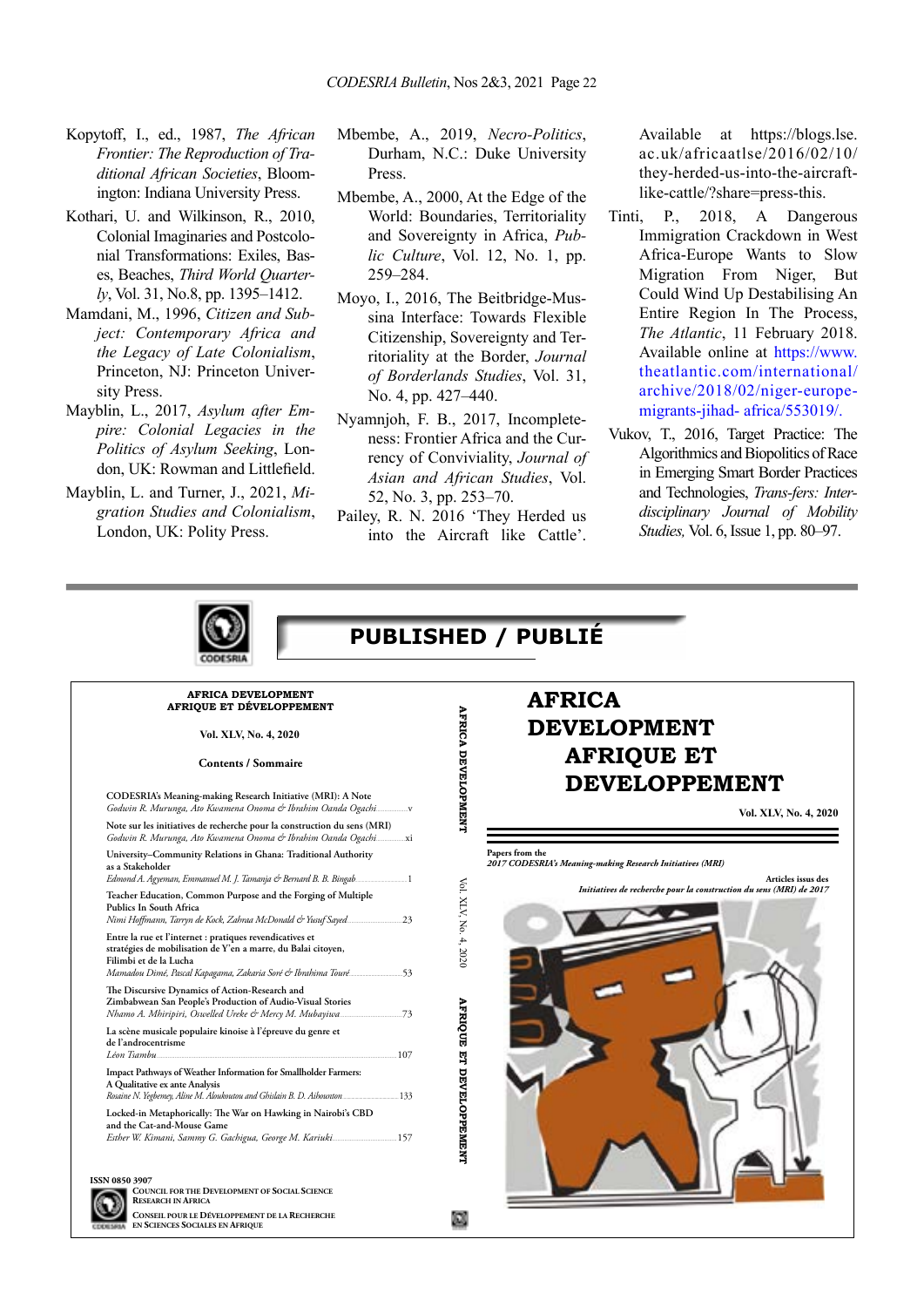Kopytoff, I., ed., 1987, *The African Frontier: The Reproduction of Traditional African Societies*, Bloomington: Indiana University Press.

Kothari, U. and Wilkinson, R., 2010, Colonial Imaginaries and Postcolonial Transformations: Exiles, Bases, Beaches, *Third World Quarterly*, Vol. 31, No.8, pp. 1395–1412.

Mamdani, M., 1996, *Citizen and Subject: Contemporary Africa and the Legacy of Late Colonialism*, Princeton, NJ: Princeton University Press.

Mayblin, L., 2017, *Asylum after Empire: Colonial Legacies in the Politics of Asylum Seeking*, London, UK: Rowman and Littlefield.

Mayblin, L. and Turner, J., 2021, *Migration Studies and Colonialism*, London, UK: Polity Press.

Mbembe, A., 2019, *Necro-Politics*, Durham, N.C.: Duke University Press.

Mbembe, A., 2000, At the Edge of the World: Boundaries, Territoriality and Sovereignty in Africa, *Public Culture*, Vol. 12, No. 1, pp. 259–284.

Moyo, I., 2016, The Beitbridge-Mussina Interface: Towards Flexible Citizenship, Sovereignty and Territoriality at the Border, *Journal of Borderlands Studies*, Vol. 31, No. 4, pp. 427–440.

Nyamnjoh, F. B., 2017, Incompleteness: Frontier Africa and the Currency of Conviviality, *Journal of Asian and African Studies*, Vol. 52, No. 3, pp. 253–70.

Pailey, R. N. 2016 'They Herded us into the Aircraft like Cattle'. Available at https://blogs.lse.ac.uk/africaatlse/2016/02/10/they-herded-us-into-the-aircraft-like-cattle/?share=press-this.

Tinti, P., 2018, A Dangerous Immigration Crackdown in West Africa-Europe Wants to Slow Migration From Niger, But Could Wind Up Destabilising An Entire Region In The Process, *The Atlantic*, 11 February 2018. Available online at https://www.theatlantic.com/international/archive/2018/02/niger-europe-migrants-jihad- africa/553019/.

Vukov, T., 2016, Target Practice: The Algorithmics and Biopolitics of Race in Emerging Smart Border Practices and Technologies, *Trans-fers: Interdisciplinary Journal of Mobility Studies,* Vol. 6, Issue 1, pp. 80–97.

---

## PUBLISHED / PUBLIÉ

**AFRICA DEVELOPMENT**
**AFRIQUE ET DÉVELOPPEMENT**

**Vol. XLV, No. 4, 2020**

**Contents / Sommaire**

CODESRIA's Meaning-making Research Initiative (MRI): A Note
*Godwin R. Murunga, Ato Kwamena Onoma & Ibrahim Oanda Ogachi* ..... v

Note sur les initiatives de recherche pour la construction du sens (MRI)
*Godwin R. Murunga, Ato Kwamena Onoma & Ibrahim Oanda Ogachi* ..... xi

University–Community Relations in Ghana: Traditional Authority as a Stakeholder
*Edmond A. Agyeman, Emmanuel M. J. Tamanja & Bernard B. B. Bingab* ..... 1

Teacher Education, Common Purpose and the Forging of Multiple Publics In South Africa
*Nimi Hoffmann, Tarryn de Kock, Zahraa McDonald & Yusuf Sayed* ..... 23

Entre la rue et l'internet : pratiques revendicatives et stratégies de mobilisation de Y'en a marre, du Balai citoyen, Filimbi et de la Lucha
*Mamadou Dimé, Pascal Kapagama, Zakaria Soré & Ibrahima Touré* ..... 53

The Discursive Dynamics of Action-Research and Zimbabwean San People's Production of Audio-Visual Stories
*Nhamo A. Mhiripiri, Oswelled Ureke & Mercy M. Mubayiwa* ..... 73

La scène musicale populaire kinoise à l'épreuve du genre et de l'androcentrisme
*Léon Tsambu* ..... 107

Impact Pathways of Weather Information for Smallholder Farmers: A Qualitative ex ante Analysis
*Rosaine N. Yegbemey, Aline M. Aloukoutou and Ghislain B. D. Aihounton* ..... 133

Locked-in Metaphorically: The War on Hawking in Nairobi's CBD and the Cat-and-Mouse Game
*Esther W. Kimani, Sammy G. Gachigua, George M. Kariuki* ..... 157

ISSN 0850 3907

COUNCIL FOR THE DEVELOPMENT OF SOCIAL SCIENCE RESEARCH IN AFRICA
CONSEIL POUR LE DÉVELOPPEMENT DE LA RECHERCHE EN SCIENCES SOCIALES EN AFRIQUE

**AFRICA DEVELOPMENT**
**AFRIQUE ET DEVELOPPEMENT**

**Vol. XLV, No. 4, 2020**

Papers from the
*2017 CODESRIA's Meaning-making Research Initiatives (MRI)*

Articles issus des
*Initiatives de recherche pour la construction du sens (MRI) de 2017*